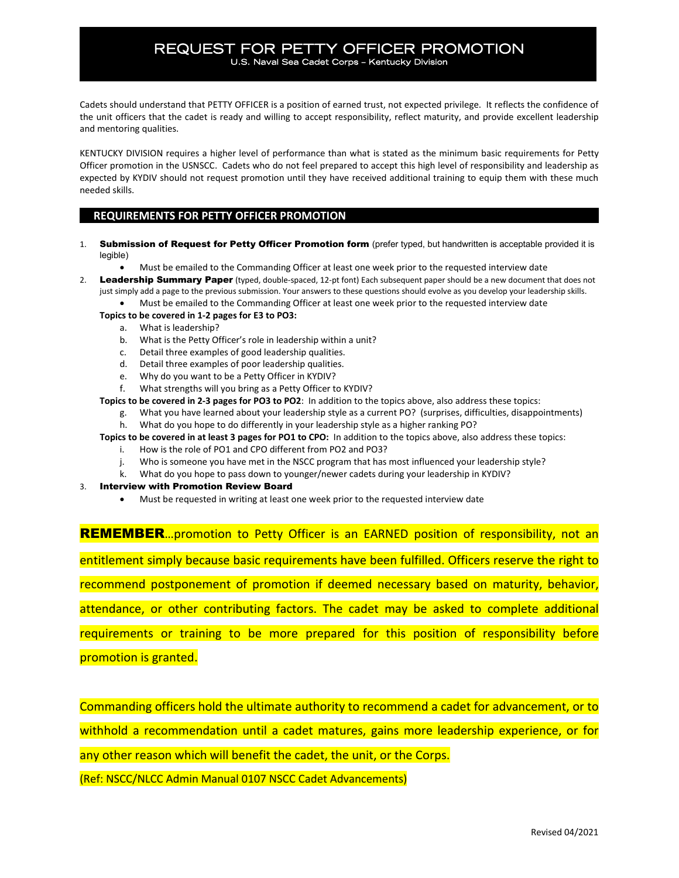# REQUEST FOR PETTY OFFICER PROMOTION

U.S. Naval Sea Cadet Corps – Kentucky Division

Cadets should understand that PETTY OFFICER is a position of earned trust, not expected privilege. It reflects the confidence of the unit officers that the cadet is ready and willing to accept responsibility, reflect maturity, and provide excellent leadership and mentoring qualities.

KENTUCKY DIVISION requires a higher level of performance than what is stated as the minimum basic requirements for Petty Officer promotion in the USNSCC. Cadets who do not feel prepared to accept this high level of responsibility and leadership as expected by KYDIV should not request promotion until they have received additional training to equip them with these much needed skills.

## REQUIREMENTS FOR PETTY OFFICER PROMOTION

1. **Submission of Request for Petty Officer Promotion form** (prefer typed, but handwritten is acceptable provided it is legible)
   - Must be emailed to the Commanding Officer at least one week prior to the requested interview date
2. **Leadership Summary Paper** (typed, double-spaced, 12-pt font) Each subsequent paper should be a new document that does not just simply add a page to the previous submission. Your answers to these questions should evolve as you develop your leadership skills.
   - Must be emailed to the Commanding Officer at least one week prior to the requested interview date

   **Topics to be covered in 1-2 pages for E3 to PO3:**
   a. What is leadership?
   b. What is the Petty Officer's role in leadership within a unit?
   c. Detail three examples of good leadership qualities.
   d. Detail three examples of poor leadership qualities.
   e. Why do you want to be a Petty Officer in KYDIV?
   f. What strengths will you bring as a Petty Officer to KYDIV?

   **Topics to be covered in 2-3 pages for PO3 to PO2**: In addition to the topics above, also address these topics:
   g. What you have learned about your leadership style as a current PO? (surprises, difficulties, disappointments)
   h. What do you hope to do differently in your leadership style as a higher ranking PO?

   **Topics to be covered in at least 3 pages for PO1 to CPO:** In addition to the topics above, also address these topics:
   i. How is the role of PO1 and CPO different from PO2 and PO3?
   j. Who is someone you have met in the NSCC program that has most influenced your leadership style?
   k. What do you hope to pass down to younger/newer cadets during your leadership in KYDIV?
3. **Interview with Promotion Review Board**
   - Must be requested in writing at least one week prior to the requested interview date

**REMEMBER**…promotion to Petty Officer is an EARNED position of responsibility, not an entitlement simply because basic requirements have been fulfilled. Officers reserve the right to recommend postponement of promotion if deemed necessary based on maturity, behavior, attendance, or other contributing factors. The cadet may be asked to complete additional requirements or training to be more prepared for this position of responsibility before promotion is granted.

Commanding officers hold the ultimate authority to recommend a cadet for advancement, or to withhold a recommendation until a cadet matures, gains more leadership experience, or for any other reason which will benefit the cadet, the unit, or the Corps.

(Ref: NSCC/NLCC Admin Manual 0107 NSCC Cadet Advancements)

Revised 04/2021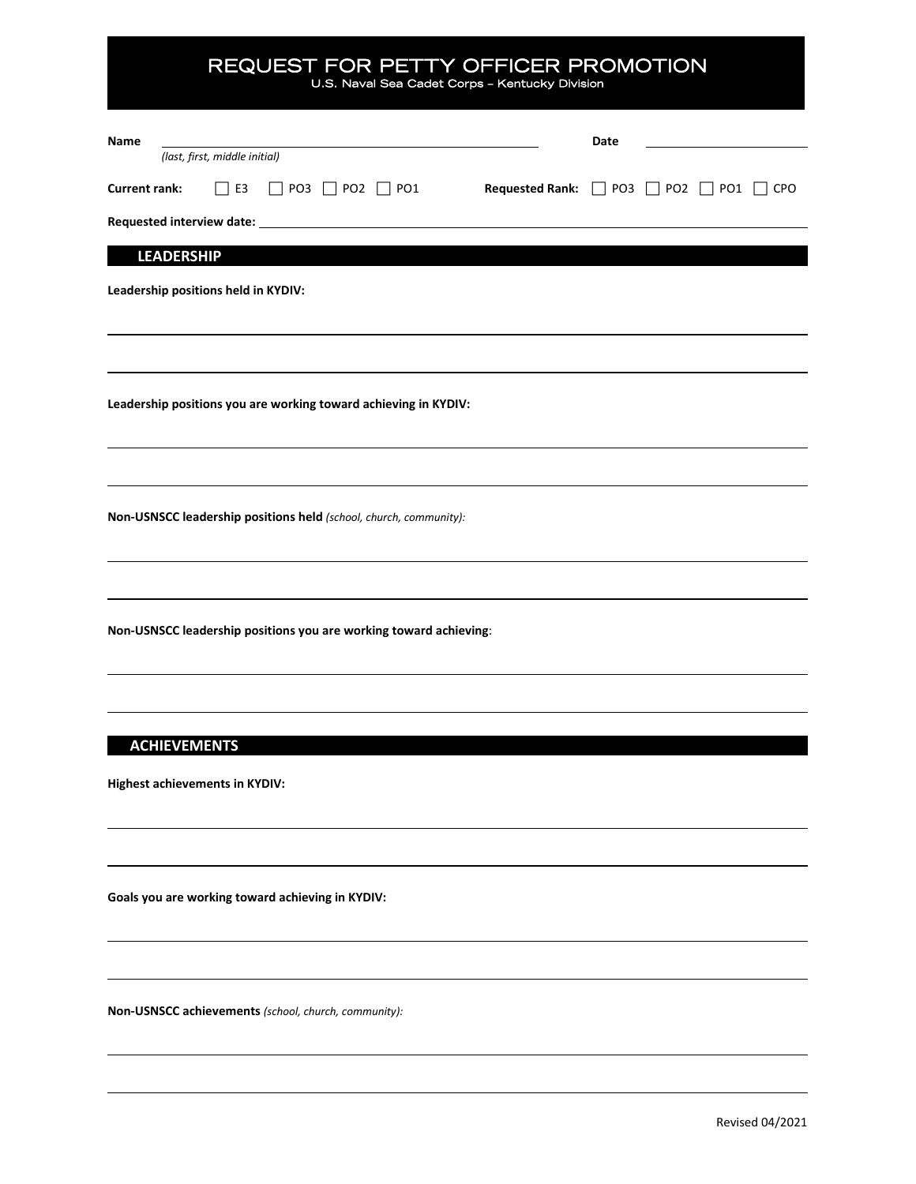# REQUEST FOR PETTY OFFICER PROMOTION

U.S. Naval Sea Cadet Corps – Kentucky Division

**Name** \_\_\_\_\_\_\_\_\_\_\_\_\_\_\_\_\_\_\_\_\_\_\_\_\_\_\_\_\_\_\_\_\_\_\_\_\_\_\_\_ **Date** \_\_\_\_\_\_\_\_\_\_\_\_\_\_\_\_\_\_\_\_

*(last, first, middle initial)*

**Current rank:** ☐ E3 ☐ PO3 ☐ PO2 ☐ PO1 **Requested Rank:** ☐ PO3 ☐ PO2 ☐ PO1 ☐ CPO

**Requested interview date:** \_\_\_\_\_\_\_\_\_\_\_\_\_\_\_\_\_\_\_\_\_\_\_\_\_\_\_\_\_\_\_\_\_\_\_\_\_\_\_\_

## LEADERSHIP

**Leadership positions held in KYDIV:**

\_\_\_\_\_\_\_\_\_\_\_\_\_\_\_\_\_\_\_\_\_\_\_\_\_\_\_\_\_\_\_\_\_\_\_\_\_\_\_\_\_\_\_\_\_\_\_\_\_\_\_\_\_\_\_\_\_\_\_\_

\_\_\_\_\_\_\_\_\_\_\_\_\_\_\_\_\_\_\_\_\_\_\_\_\_\_\_\_\_\_\_\_\_\_\_\_\_\_\_\_\_\_\_\_\_\_\_\_\_\_\_\_\_\_\_\_\_\_\_\_

**Leadership positions you are working toward achieving in KYDIV:**

\_\_\_\_\_\_\_\_\_\_\_\_\_\_\_\_\_\_\_\_\_\_\_\_\_\_\_\_\_\_\_\_\_\_\_\_\_\_\_\_\_\_\_\_\_\_\_\_\_\_\_\_\_\_\_\_\_\_\_\_

\_\_\_\_\_\_\_\_\_\_\_\_\_\_\_\_\_\_\_\_\_\_\_\_\_\_\_\_\_\_\_\_\_\_\_\_\_\_\_\_\_\_\_\_\_\_\_\_\_\_\_\_\_\_\_\_\_\_\_\_

**Non-USNSCC leadership positions held** *(school, church, community):*

\_\_\_\_\_\_\_\_\_\_\_\_\_\_\_\_\_\_\_\_\_\_\_\_\_\_\_\_\_\_\_\_\_\_\_\_\_\_\_\_\_\_\_\_\_\_\_\_\_\_\_\_\_\_\_\_\_\_\_\_

\_\_\_\_\_\_\_\_\_\_\_\_\_\_\_\_\_\_\_\_\_\_\_\_\_\_\_\_\_\_\_\_\_\_\_\_\_\_\_\_\_\_\_\_\_\_\_\_\_\_\_\_\_\_\_\_\_\_\_\_

**Non-USNSCC leadership positions you are working toward achieving**:

\_\_\_\_\_\_\_\_\_\_\_\_\_\_\_\_\_\_\_\_\_\_\_\_\_\_\_\_\_\_\_\_\_\_\_\_\_\_\_\_\_\_\_\_\_\_\_\_\_\_\_\_\_\_\_\_\_\_\_\_

\_\_\_\_\_\_\_\_\_\_\_\_\_\_\_\_\_\_\_\_\_\_\_\_\_\_\_\_\_\_\_\_\_\_\_\_\_\_\_\_\_\_\_\_\_\_\_\_\_\_\_\_\_\_\_\_\_\_\_\_

## ACHIEVEMENTS

**Highest achievements in KYDIV:**

\_\_\_\_\_\_\_\_\_\_\_\_\_\_\_\_\_\_\_\_\_\_\_\_\_\_\_\_\_\_\_\_\_\_\_\_\_\_\_\_\_\_\_\_\_\_\_\_\_\_\_\_\_\_\_\_\_\_\_\_

\_\_\_\_\_\_\_\_\_\_\_\_\_\_\_\_\_\_\_\_\_\_\_\_\_\_\_\_\_\_\_\_\_\_\_\_\_\_\_\_\_\_\_\_\_\_\_\_\_\_\_\_\_\_\_\_\_\_\_\_

**Goals you are working toward achieving in KYDIV:**

\_\_\_\_\_\_\_\_\_\_\_\_\_\_\_\_\_\_\_\_\_\_\_\_\_\_\_\_\_\_\_\_\_\_\_\_\_\_\_\_\_\_\_\_\_\_\_\_\_\_\_\_\_\_\_\_\_\_\_\_

\_\_\_\_\_\_\_\_\_\_\_\_\_\_\_\_\_\_\_\_\_\_\_\_\_\_\_\_\_\_\_\_\_\_\_\_\_\_\_\_\_\_\_\_\_\_\_\_\_\_\_\_\_\_\_\_\_\_\_\_

**Non-USNSCC achievements** *(school, church, community):*

\_\_\_\_\_\_\_\_\_\_\_\_\_\_\_\_\_\_\_\_\_\_\_\_\_\_\_\_\_\_\_\_\_\_\_\_\_\_\_\_\_\_\_\_\_\_\_\_\_\_\_\_\_\_\_\_\_\_\_\_

\_\_\_\_\_\_\_\_\_\_\_\_\_\_\_\_\_\_\_\_\_\_\_\_\_\_\_\_\_\_\_\_\_\_\_\_\_\_\_\_\_\_\_\_\_\_\_\_\_\_\_\_\_\_\_\_\_\_\_\_

Revised 04/2021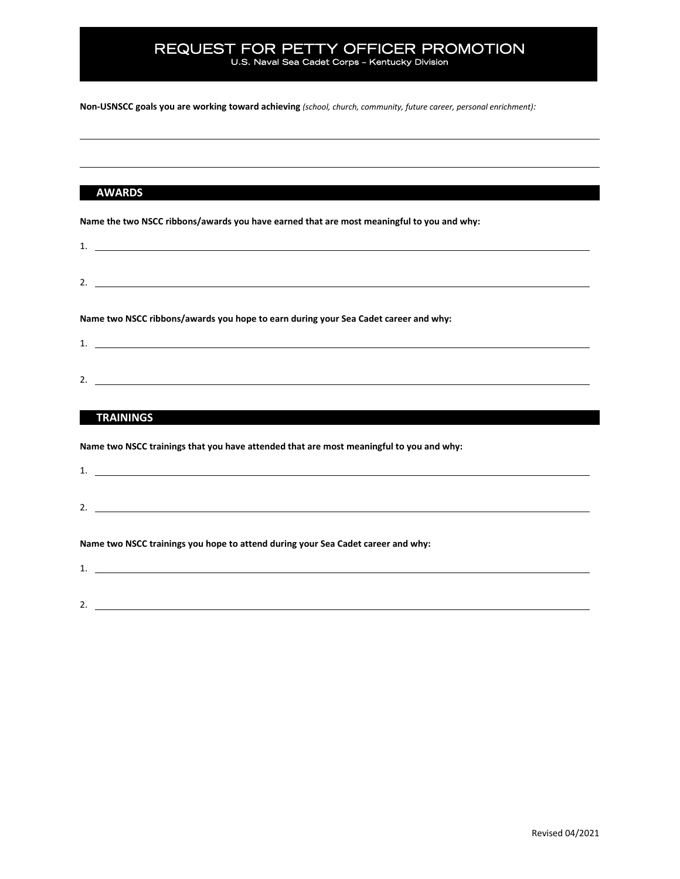# REQUEST FOR PETTY OFFICER PROMOTION

U.S. Naval Sea Cadet Corps – Kentucky Division

**Non-USNSCC goals you are working toward achieving** *(school, church, community, future career, personal enrichment):*

______________________________________________________________________

______________________________________________________________________

## AWARDS

**Name the two NSCC ribbons/awards you have earned that are most meaningful to you and why:**

1. ______________________________________________________________________

2. ______________________________________________________________________

**Name two NSCC ribbons/awards you hope to earn during your Sea Cadet career and why:**

1. ______________________________________________________________________

2. ______________________________________________________________________

## TRAININGS

**Name two NSCC trainings that you have attended that are most meaningful to you and why:**

1. ______________________________________________________________________

2. ______________________________________________________________________

**Name two NSCC trainings you hope to attend during your Sea Cadet career and why:**

1. ______________________________________________________________________

2. ______________________________________________________________________

Revised 04/2021